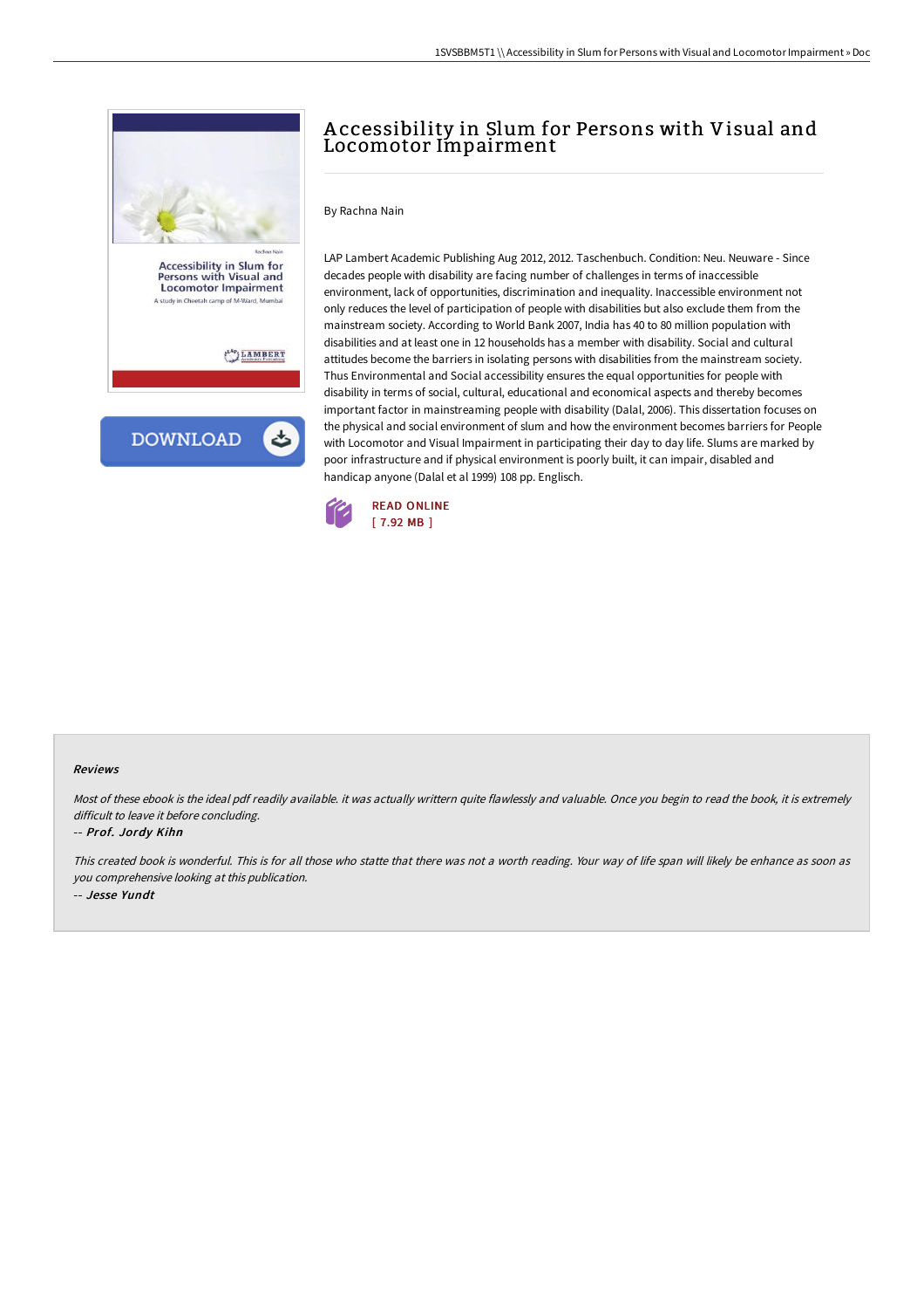# Accessibility in Slum for Persons with Visual and Locomotor Impairment

By Rachna Nain

LAP Lambert Academic Publishing Aug 2012, 2012. Taschenbuch. Condition: Neu. Neuware - Since decades people with disability are facing number of challenges in terms of inaccessible environment, lack of opportunities, discrimination and inequality. Inaccessible environment not only reduces the level of participation of people with disabilities but also exclude them from the mainstream society. According to World Bank 2007, India has 40 to 80 million population with disabilities and at least one in 12 households has a member with disability. Social and cultural attitudes become the barriers in isolating persons with disabilities from the mainstream society. Thus Environmental and Social accessibility ensures the equal opportunities for people with disability in terms of social, cultural, educational and economical aspects and thereby becomes important factor in mainstreaming people with disability (Dalal, 2006). This dissertation focuses on the physical and social environment of slum and how the environment becomes barriers for People with Locomotor and Visual Impairment in participating their day to day life. Slums are marked by poor infrastructure and if physical environment is poorly built, it can impair, disabled and handicap anyone (Dalal et al 1999) 108 pp. Englisch.

READ ONLINE
[ 7.92 MB ]

### Reviews

*Most of these ebook is the ideal pdf readily available. it was actually writtern quite flawlessly and valuable. Once you begin to read the book, it is extremely difficult to leave it before concluding.*

-- ***Prof. Jordy Kihn***

*This created book is wonderful. This is for all those who statte that there was not a worth reading. Your way of life span will likely be enhance as soon as you comprehensive looking at this publication.*

-- ***Jesse Yundt***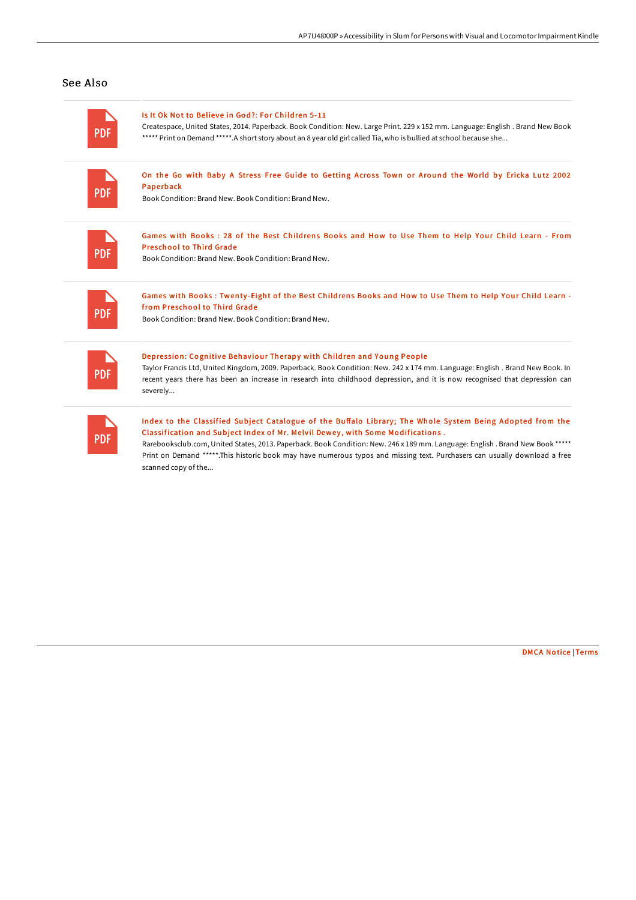## See Also

**Is It Ok Not to Believe in God?: For Children 5-11**

Createspace, United States, 2014. Paperback. Book Condition: New. Large Print. 229 x 152 mm. Language: English . Brand New Book ***** Print on Demand *****.A short story about an 8 year old girl called Tia, who is bullied at school because she...

**On the Go with Baby A Stress Free Guide to Getting Across Town or Around the World by Ericka Lutz 2002 Paperback**

Book Condition: Brand New. Book Condition: Brand New.

**Games with Books : 28 of the Best Childrens Books and How to Use Them to Help Your Child Learn - From Preschool to Third Grade**

Book Condition: Brand New. Book Condition: Brand New.

**Games with Books : Twenty-Eight of the Best Childrens Books and How to Use Them to Help Your Child Learn - from Preschool to Third Grade**

Book Condition: Brand New. Book Condition: Brand New.

**Depression: Cognitive Behaviour Therapy with Children and Young People**

Taylor Francis Ltd, United Kingdom, 2009. Paperback. Book Condition: New. 242 x 174 mm. Language: English . Brand New Book. In recent years there has been an increase in research into childhood depression, and it is now recognised that depression can severely...

**Index to the Classified Subject Catalogue of the Buffalo Library; The Whole System Being Adopted from the Classification and Subject Index of Mr. Melvil Dewey, with Some Modifications .**

Rarebooksclub.com, United States, 2013. Paperback. Book Condition: New. 246 x 189 mm. Language: English . Brand New Book ***** Print on Demand *****.This historic book may have numerous typos and missing text. Purchasers can usually download a free scanned copy of the...

DMCA Notice | Terms